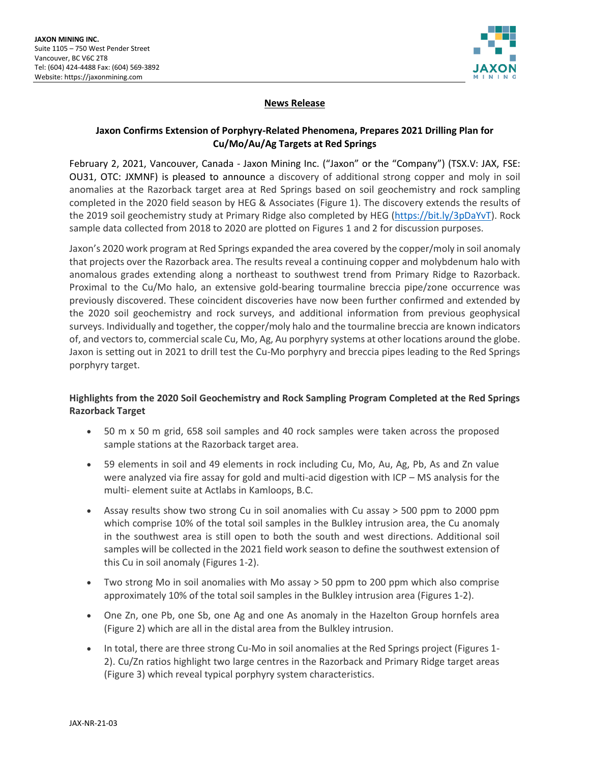**JAXON MINING INC.**
Suite 1105 – 750 West Pender Street
Vancouver, BC V6C 2T8
Tel: (604) 424-4488 Fax: (604) 569-3892
Website: https://jaxonmining.com

**News Release**

## Jaxon Confirms Extension of Porphyry-Related Phenomena, Prepares 2021 Drilling Plan for Cu/Mo/Au/Ag Targets at Red Springs

February 2, 2021, Vancouver, Canada - Jaxon Mining Inc. ("Jaxon" or the "Company") (TSX.V: JAX, FSE: OU31, OTC: JXMNF) is pleased to announce a discovery of additional strong copper and moly in soil anomalies at the Razorback target area at Red Springs based on soil geochemistry and rock sampling completed in the 2020 field season by HEG & Associates (Figure 1). The discovery extends the results of the 2019 soil geochemistry study at Primary Ridge also completed by HEG (https://bit.ly/3pDaYvT). Rock sample data collected from 2018 to 2020 are plotted on Figures 1 and 2 for discussion purposes.

Jaxon's 2020 work program at Red Springs expanded the area covered by the copper/moly in soil anomaly that projects over the Razorback area. The results reveal a continuing copper and molybdenum halo with anomalous grades extending along a northeast to southwest trend from Primary Ridge to Razorback. Proximal to the Cu/Mo halo, an extensive gold-bearing tourmaline breccia pipe/zone occurrence was previously discovered. These coincident discoveries have now been further confirmed and extended by the 2020 soil geochemistry and rock surveys, and additional information from previous geophysical surveys. Individually and together, the copper/moly halo and the tourmaline breccia are known indicators of, and vectors to, commercial scale Cu, Mo, Ag, Au porphyry systems at other locations around the globe. Jaxon is setting out in 2021 to drill test the Cu-Mo porphyry and breccia pipes leading to the Red Springs porphyry target.

### Highlights from the 2020 Soil Geochemistry and Rock Sampling Program Completed at the Red Springs Razorback Target

- 50 m x 50 m grid, 658 soil samples and 40 rock samples were taken across the proposed sample stations at the Razorback target area.
- 59 elements in soil and 49 elements in rock including Cu, Mo, Au, Ag, Pb, As and Zn value were analyzed via fire assay for gold and multi-acid digestion with ICP – MS analysis for the multi- element suite at Actlabs in Kamloops, B.C.
- Assay results show two strong Cu in soil anomalies with Cu assay > 500 ppm to 2000 ppm which comprise 10% of the total soil samples in the Bulkley intrusion area, the Cu anomaly in the southwest area is still open to both the south and west directions. Additional soil samples will be collected in the 2021 field work season to define the southwest extension of this Cu in soil anomaly (Figures 1-2).
- Two strong Mo in soil anomalies with Mo assay > 50 ppm to 200 ppm which also comprise approximately 10% of the total soil samples in the Bulkley intrusion area (Figures 1-2).
- One Zn, one Pb, one Sb, one Ag and one As anomaly in the Hazelton Group hornfels area (Figure 2) which are all in the distal area from the Bulkley intrusion.
- In total, there are three strong Cu-Mo in soil anomalies at the Red Springs project (Figures 1-2). Cu/Zn ratios highlight two large centres in the Razorback and Primary Ridge target areas (Figure 3) which reveal typical porphyry system characteristics.

JAX-NR-21-03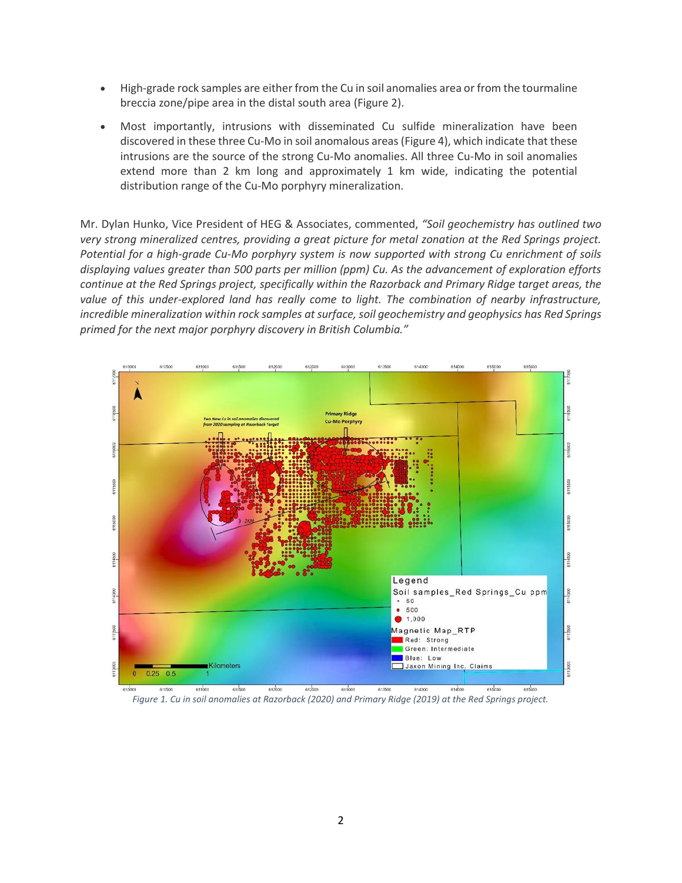- High-grade rock samples are either from the Cu in soil anomalies area or from the tourmaline breccia zone/pipe area in the distal south area (Figure 2).
- Most importantly, intrusions with disseminated Cu sulfide mineralization have been discovered in these three Cu-Mo in soil anomalous areas (Figure 4), which indicate that these intrusions are the source of the strong Cu-Mo anomalies. All three Cu-Mo in soil anomalies extend more than 2 km long and approximately 1 km wide, indicating the potential distribution range of the Cu-Mo porphyry mineralization.

Mr. Dylan Hunko, Vice President of HEG & Associates, commented, *"Soil geochemistry has outlined two very strong mineralized centres, providing a great picture for metal zonation at the Red Springs project. Potential for a high-grade Cu-Mo porphyry system is now supported with strong Cu enrichment of soils displaying values greater than 500 parts per million (ppm) Cu. As the advancement of exploration efforts continue at the Red Springs project, specifically within the Razorback and Primary Ridge target areas, the value of this under-explored land has really come to light. The combination of nearby infrastructure, incredible mineralization within rock samples at surface, soil geochemistry and geophysics has Red Springs primed for the next major porphyry discovery in British Columbia."*

*Figure 1. Cu in soil anomalies at Razorback (2020) and Primary Ridge (2019) at the Red Springs project.*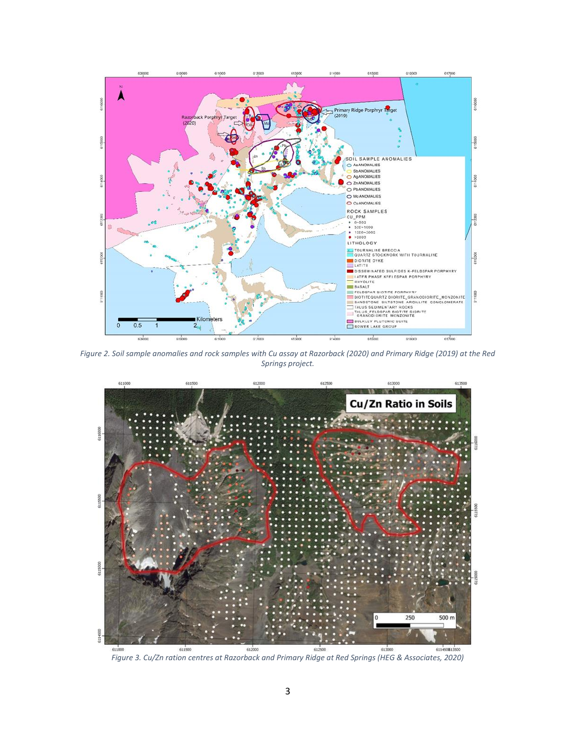*Figure 2. Soil sample anomalies and rock samples with Cu assay at Razorback (2020) and Primary Ridge (2019) at the Red Springs project.*

*Figure 3. Cu/Zn ration centres at Razorback and Primary Ridge at Red Springs (HEG & Associates, 2020)*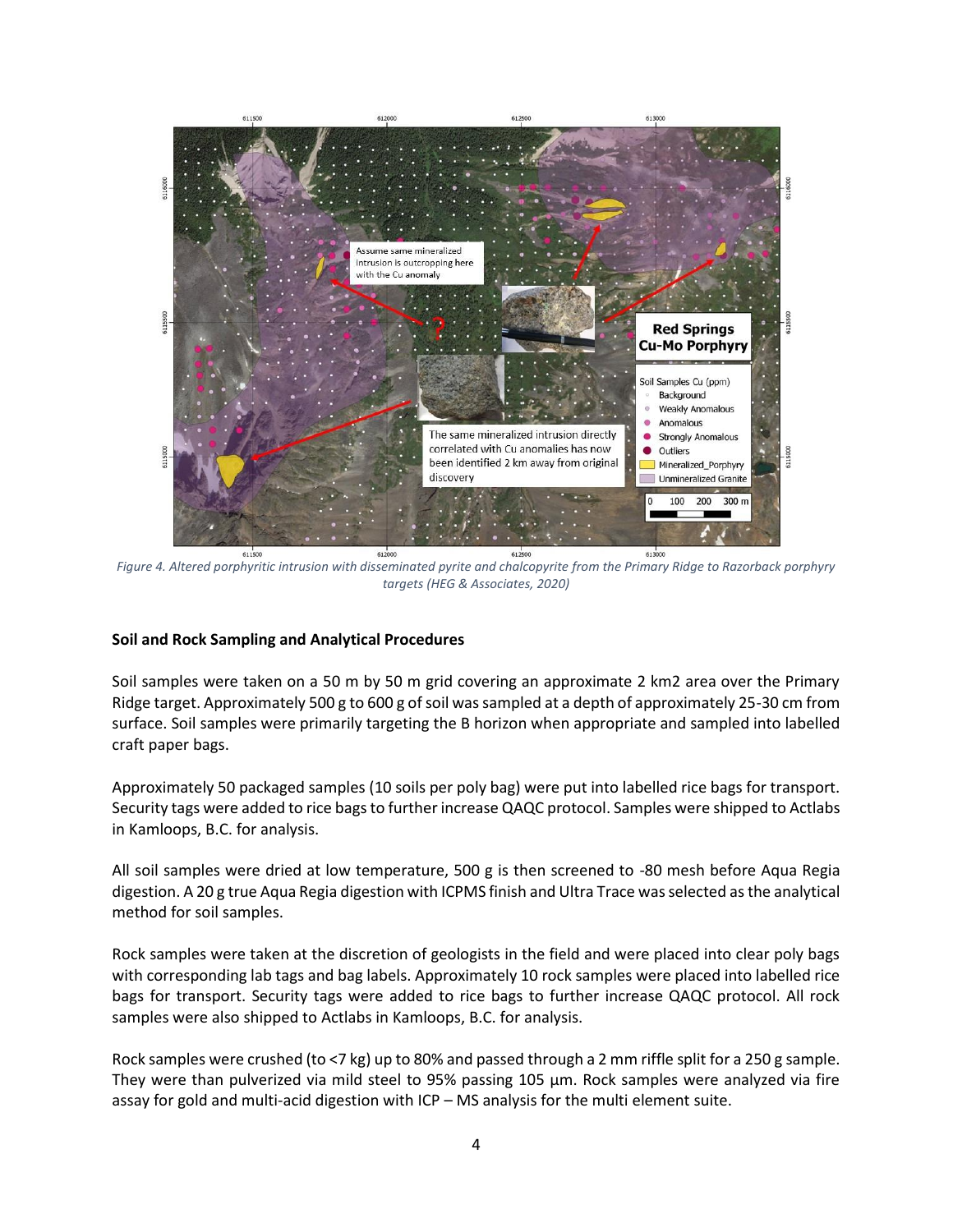*Figure 4. Altered porphyritic intrusion with disseminated pyrite and chalcopyrite from the Primary Ridge to Razorback porphyry targets (HEG & Associates, 2020)*

**Soil and Rock Sampling and Analytical Procedures**

Soil samples were taken on a 50 m by 50 m grid covering an approximate 2 km2 area over the Primary Ridge target. Approximately 500 g to 600 g of soil was sampled at a depth of approximately 25-30 cm from surface. Soil samples were primarily targeting the B horizon when appropriate and sampled into labelled craft paper bags.

Approximately 50 packaged samples (10 soils per poly bag) were put into labelled rice bags for transport. Security tags were added to rice bags to further increase QAQC protocol. Samples were shipped to Actlabs in Kamloops, B.C. for analysis.

All soil samples were dried at low temperature, 500 g is then screened to -80 mesh before Aqua Regia digestion. A 20 g true Aqua Regia digestion with ICPMS finish and Ultra Trace was selected as the analytical method for soil samples.

Rock samples were taken at the discretion of geologists in the field and were placed into clear poly bags with corresponding lab tags and bag labels. Approximately 10 rock samples were placed into labelled rice bags for transport. Security tags were added to rice bags to further increase QAQC protocol. All rock samples were also shipped to Actlabs in Kamloops, B.C. for analysis.

Rock samples were crushed (to <7 kg) up to 80% and passed through a 2 mm riffle split for a 250 g sample. They were than pulverized via mild steel to 95% passing 105 µm. Rock samples were analyzed via fire assay for gold and multi-acid digestion with ICP – MS analysis for the multi element suite.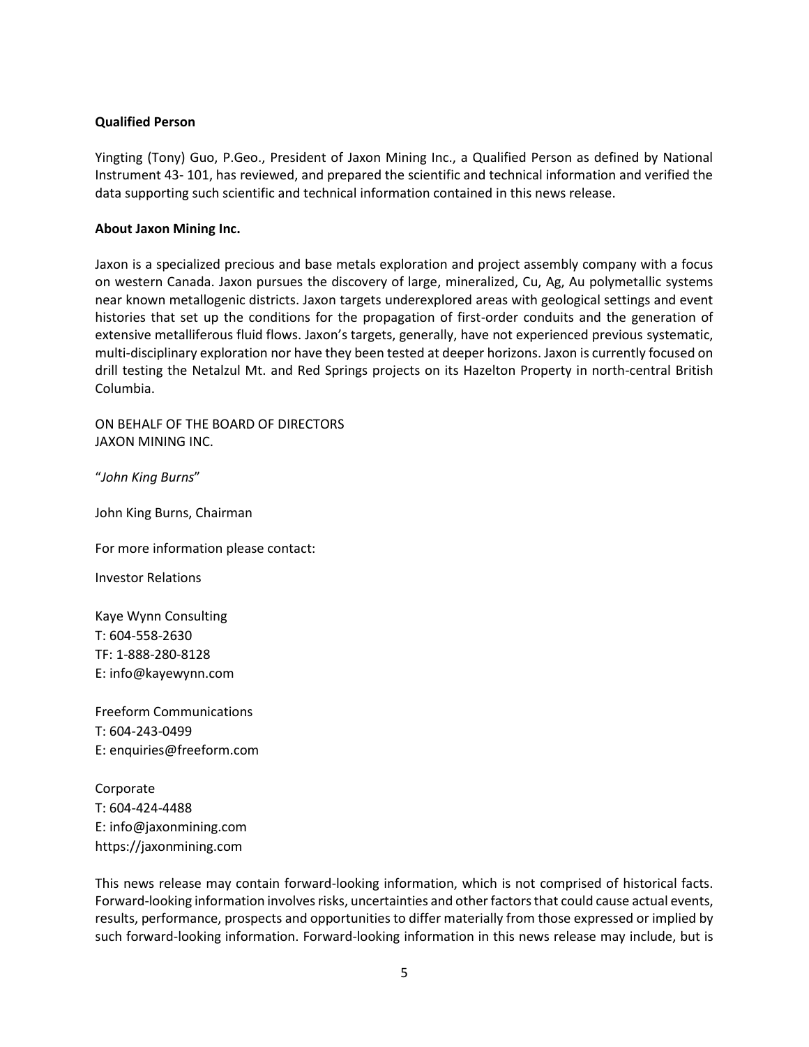**Qualified Person**

Yingting (Tony) Guo, P.Geo., President of Jaxon Mining Inc., a Qualified Person as defined by National Instrument 43- 101, has reviewed, and prepared the scientific and technical information and verified the data supporting such scientific and technical information contained in this news release.

**About Jaxon Mining Inc.**

Jaxon is a specialized precious and base metals exploration and project assembly company with a focus on western Canada. Jaxon pursues the discovery of large, mineralized, Cu, Ag, Au polymetallic systems near known metallogenic districts. Jaxon targets underexplored areas with geological settings and event histories that set up the conditions for the propagation of first-order conduits and the generation of extensive metalliferous fluid flows. Jaxon's targets, generally, have not experienced previous systematic, multi-disciplinary exploration nor have they been tested at deeper horizons. Jaxon is currently focused on drill testing the Netalzul Mt. and Red Springs projects on its Hazelton Property in north-central British Columbia.

ON BEHALF OF THE BOARD OF DIRECTORS
JAXON MINING INC.

"*John King Burns*"

John King Burns, Chairman

For more information please contact:

Investor Relations

Kaye Wynn Consulting
T: 604-558-2630
TF: 1-888-280-8128
E: info@kayewynn.com

Freeform Communications
T: 604-243-0499
E: enquiries@freeform.com

Corporate
T: 604-424-4488
E: info@jaxonmining.com
https://jaxonmining.com

This news release may contain forward-looking information, which is not comprised of historical facts. Forward-looking information involves risks, uncertainties and other factors that could cause actual events, results, performance, prospects and opportunities to differ materially from those expressed or implied by such forward-looking information. Forward-looking information in this news release may include, but is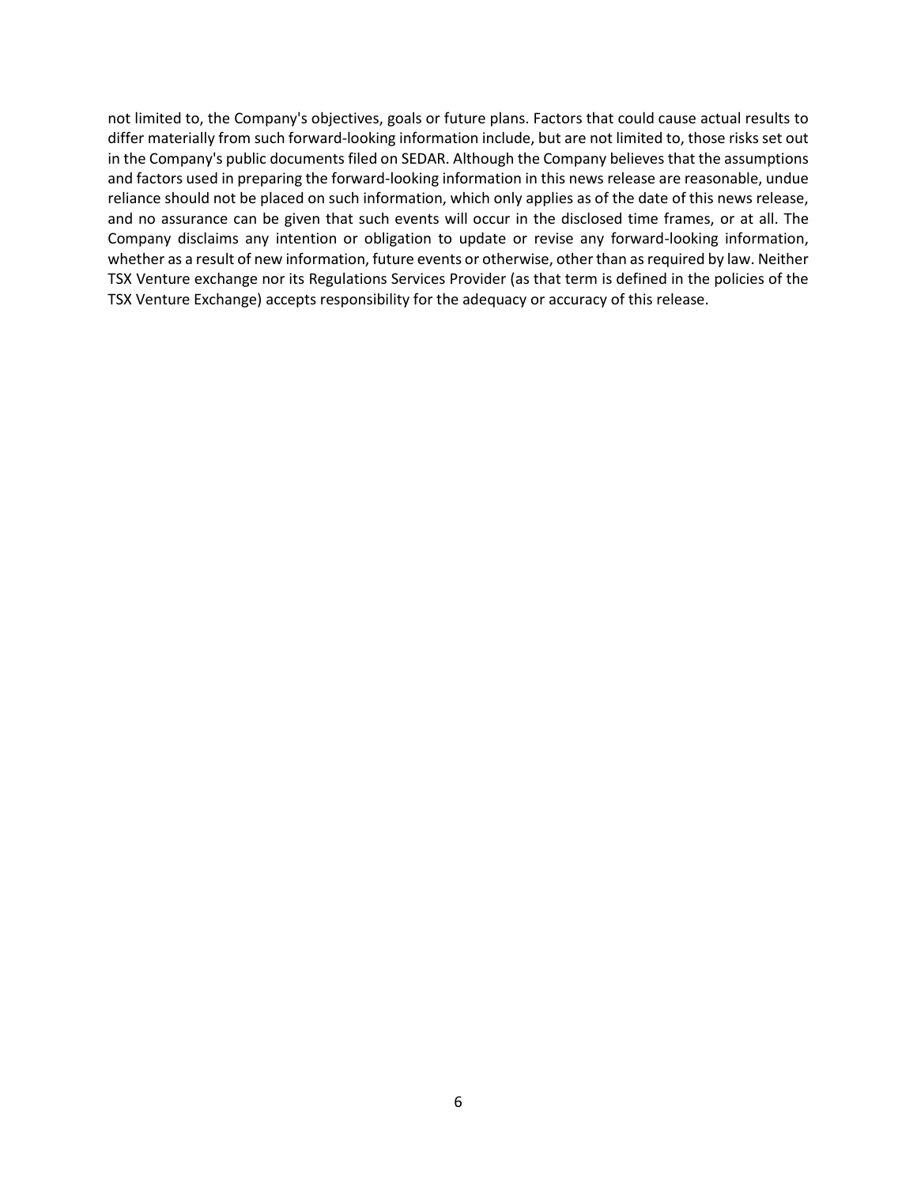not limited to, the Company's objectives, goals or future plans. Factors that could cause actual results to differ materially from such forward-looking information include, but are not limited to, those risks set out in the Company's public documents filed on SEDAR. Although the Company believes that the assumptions and factors used in preparing the forward-looking information in this news release are reasonable, undue reliance should not be placed on such information, which only applies as of the date of this news release, and no assurance can be given that such events will occur in the disclosed time frames, or at all. The Company disclaims any intention or obligation to update or revise any forward-looking information, whether as a result of new information, future events or otherwise, other than as required by law. Neither TSX Venture exchange nor its Regulations Services Provider (as that term is defined in the policies of the TSX Venture Exchange) accepts responsibility for the adequacy or accuracy of this release.